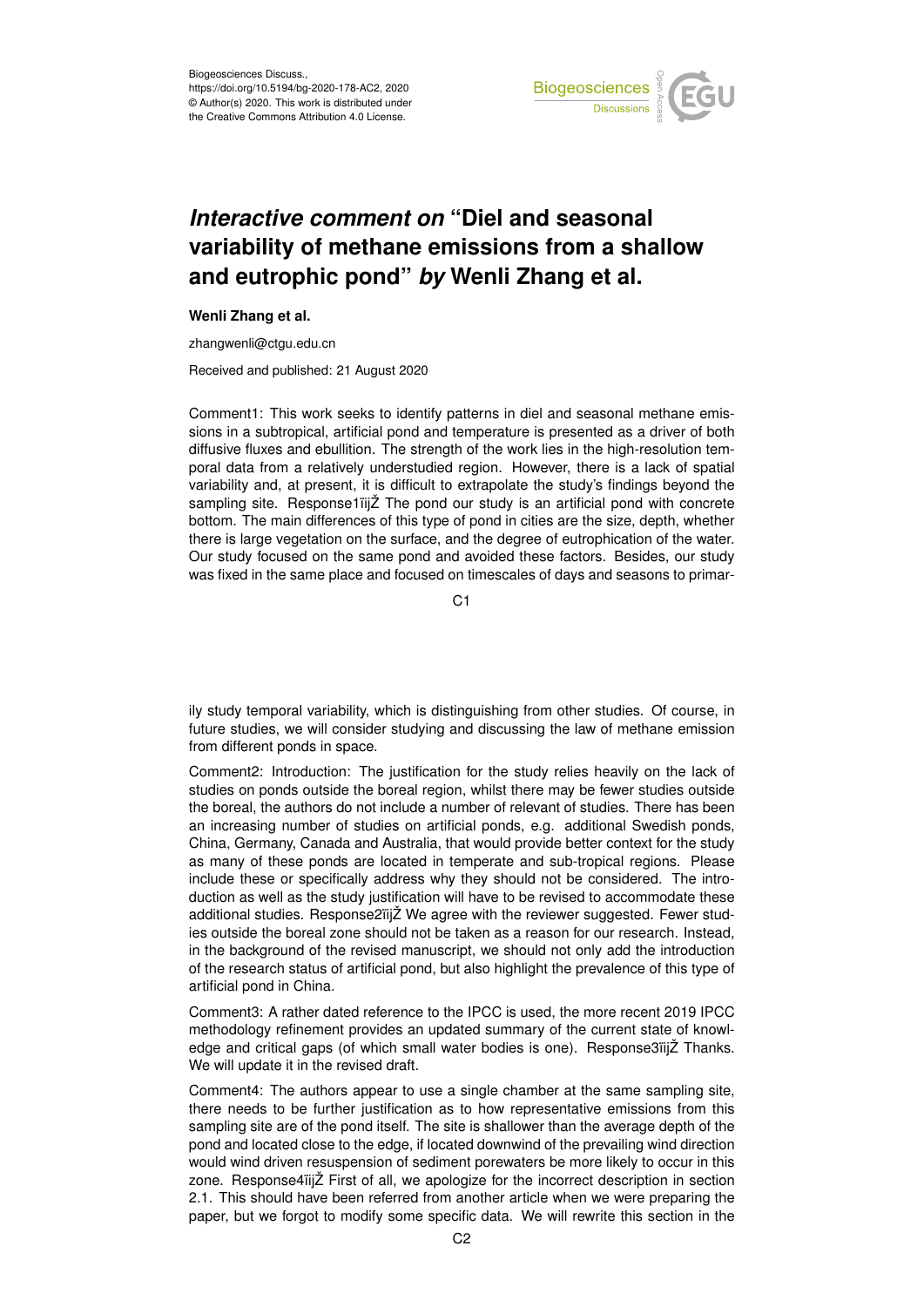Biogeosciences Discuss.,
https://doi.org/10.5194/bg-2020-178-AC2, 2020
© Author(s) 2020. This work is distributed under
the Creative Commons Attribution 4.0 License.

# *Interactive comment on* "Diel and seasonal variability of methane emissions from a shallow and eutrophic pond" *by* Wenli Zhang et al.

**Wenli Zhang et al.**

zhangwenli@ctgu.edu.cn

Received and published: 21 August 2020

Comment1: This work seeks to identify patterns in diel and seasonal methane emissions in a subtropical, artificial pond and temperature is presented as a driver of both diffusive fluxes and ebullition. The strength of the work lies in the high-resolution temporal data from a relatively understudied region. However, there is a lack of spatial variability and, at present, it is difficult to extrapolate the study's findings beyond the sampling site. Response1ïijŽ The pond our study is an artificial pond with concrete bottom. The main differences of this type of pond in cities are the size, depth, whether there is large vegetation on the surface, and the degree of eutrophication of the water. Our study focused on the same pond and avoided these factors. Besides, our study was fixed in the same place and focused on timescales of days and seasons to primarily study temporal variability, which is distinguishing from other studies. Of course, in future studies, we will consider studying and discussing the law of methane emission from different ponds in space.

Comment2: Introduction: The justification for the study relies heavily on the lack of studies on ponds outside the boreal region, whilst there may be fewer studies outside the boreal, the authors do not include a number of relevant of studies. There has been an increasing number of studies on artificial ponds, e.g. additional Swedish ponds, China, Germany, Canada and Australia, that would provide better context for the study as many of these ponds are located in temperate and sub-tropical regions. Please include these or specifically address why they should not be considered. The introduction as well as the study justification will have to be revised to accommodate these additional studies. Response2ïijŽ We agree with the reviewer suggested. Fewer studies outside the boreal zone should not be taken as a reason for our research. Instead, in the background of the revised manuscript, we should not only add the introduction of the research status of artificial pond, but also highlight the prevalence of this type of artificial pond in China.

Comment3: A rather dated reference to the IPCC is used, the more recent 2019 IPCC methodology refinement provides an updated summary of the current state of knowledge and critical gaps (of which small water bodies is one). Response3ïijŽ Thanks. We will update it in the revised draft.

Comment4: The authors appear to use a single chamber at the same sampling site, there needs to be further justification as to how representative emissions from this sampling site are of the pond itself. The site is shallower than the average depth of the pond and located close to the edge, if located downwind of the prevailing wind direction would wind driven resuspension of sediment porewaters be more likely to occur in this zone. Response4ïijŽ First of all, we apologize for the incorrect description in section 2.1. This should have been referred from another article when we were preparing the paper, but we forgot to modify some specific data. We will rewrite this section in the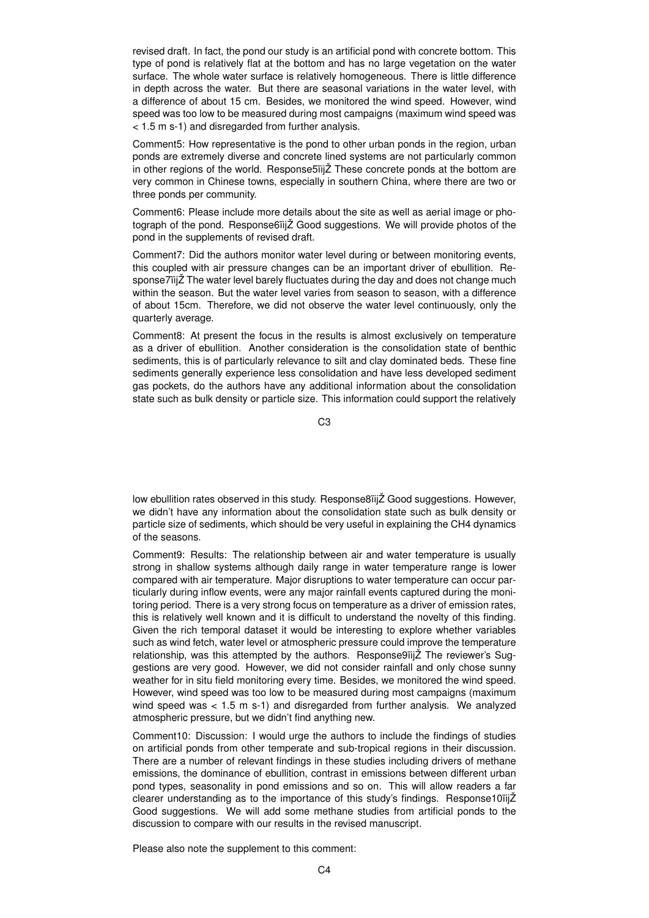revised draft. In fact, the pond our study is an artificial pond with concrete bottom. This type of pond is relatively flat at the bottom and has no large vegetation on the water surface. The whole water surface is relatively homogeneous. There is little difference in depth across the water. But there are seasonal variations in the water level, with a difference of about 15 cm. Besides, we monitored the wind speed. However, wind speed was too low to be measured during most campaigns (maximum wind speed was < 1.5 m s-1) and disregarded from further analysis.

Comment5: How representative is the pond to other urban ponds in the region, urban ponds are extremely diverse and concrete lined systems are not particularly common in other regions of the world. Response5ïijŽ These concrete ponds at the bottom are very common in Chinese towns, especially in southern China, where there are two or three ponds per community.

Comment6: Please include more details about the site as well as aerial image or photograph of the pond. Response6ïijŽ Good suggestions. We will provide photos of the pond in the supplements of revised draft.

Comment7: Did the authors monitor water level during or between monitoring events, this coupled with air pressure changes can be an important driver of ebullition. Response7ïijŽ The water level barely fluctuates during the day and does not change much within the season. But the water level varies from season to season, with a difference of about 15cm. Therefore, we did not observe the water level continuously, only the quarterly average.

Comment8: At present the focus in the results is almost exclusively on temperature as a driver of ebullition. Another consideration is the consolidation state of benthic sediments, this is of particularly relevance to silt and clay dominated beds. These fine sediments generally experience less consolidation and have less developed sediment gas pockets, do the authors have any additional information about the consolidation state such as bulk density or particle size. This information could support the relatively low ebullition rates observed in this study. Response8ïijŽ Good suggestions. However, we didn't have any information about the consolidation state such as bulk density or particle size of sediments, which should be very useful in explaining the CH4 dynamics of the seasons.

Comment9: Results: The relationship between air and water temperature is usually strong in shallow systems although daily range in water temperature range is lower compared with air temperature. Major disruptions to water temperature can occur particularly during inflow events, were any major rainfall events captured during the monitoring period. There is a very strong focus on temperature as a driver of emission rates, this is relatively well known and it is difficult to understand the novelty of this finding. Given the rich temporal dataset it would be interesting to explore whether variables such as wind fetch, water level or atmospheric pressure could improve the temperature relationship, was this attempted by the authors. Response9ïijŽ The reviewer's Suggestions are very good. However, we did not consider rainfall and only chose sunny weather for in situ field monitoring every time. Besides, we monitored the wind speed. However, wind speed was too low to be measured during most campaigns (maximum wind speed was < 1.5 m s-1) and disregarded from further analysis. We analyzed atmospheric pressure, but we didn't find anything new.

Comment10: Discussion: I would urge the authors to include the findings of studies on artificial ponds from other temperate and sub-tropical regions in their discussion. There are a number of relevant findings in these studies including drivers of methane emissions, the dominance of ebullition, contrast in emissions between different urban pond types, seasonality in pond emissions and so on. This will allow readers a far clearer understanding as to the importance of this study's findings. Response10ïijŽ Good suggestions. We will add some methane studies from artificial ponds to the discussion to compare with our results in the revised manuscript.

Please also note the supplement to this comment: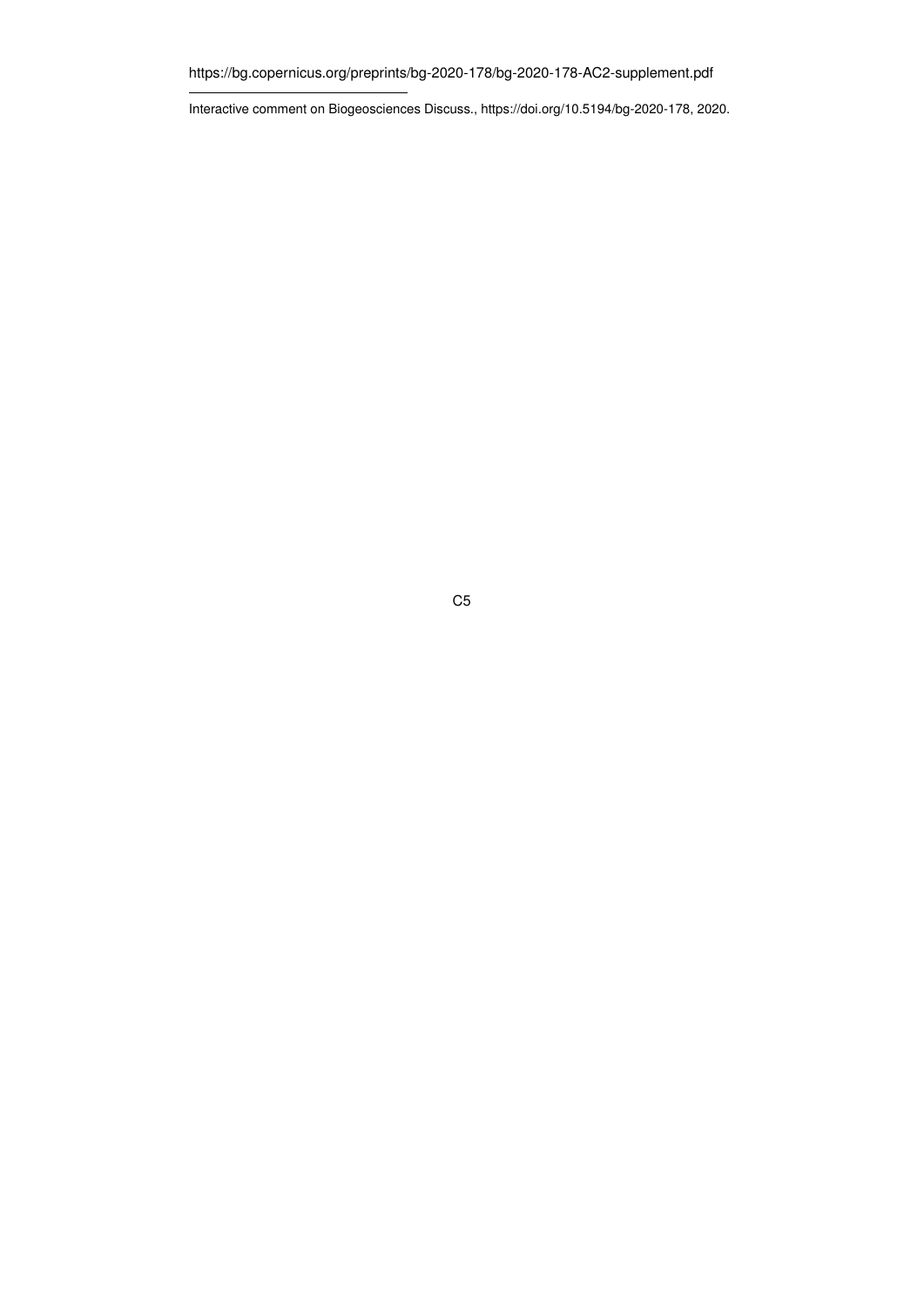https://bg.copernicus.org/preprints/bg-2020-178/bg-2020-178-AC2-supplement.pdf

---

Interactive comment on Biogeosciences Discuss., https://doi.org/10.5194/bg-2020-178, 2020.